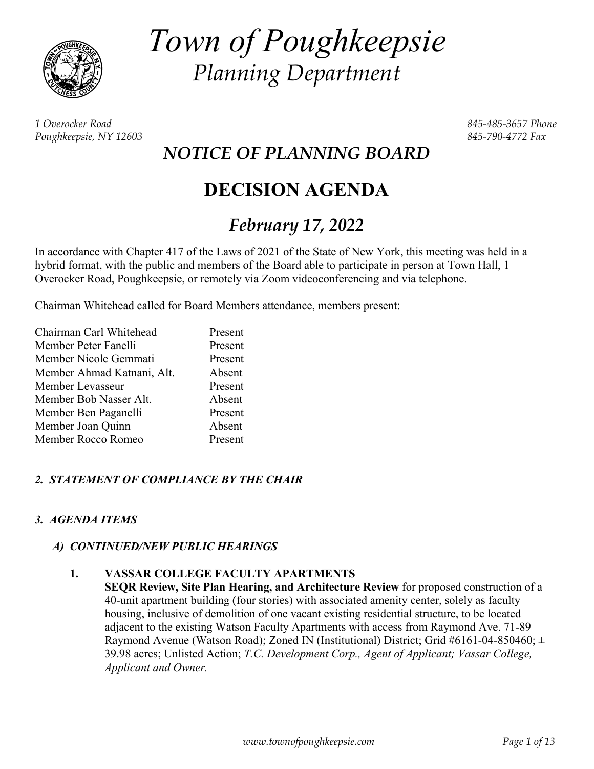# Town of Poughkeepsie

## *Planning Department*

*1 Overocker Road*
*Poughkeepsie, NY 12603*

*845-485-3657 Phone*
*845-790-4772 Fax*

## *NOTICE OF PLANNING BOARD*

# DECISION AGENDA

## *February 17, 2022*

In accordance with Chapter 417 of the Laws of 2021 of the State of New York, this meeting was held in a hybrid format, with the public and members of the Board able to participate in person at Town Hall, 1 Overocker Road, Poughkeepsie, or remotely via Zoom videoconferencing and via telephone.

Chairman Whitehead called for Board Members attendance, members present:

| | |
|---|---|
| Chairman Carl Whitehead | Present |
| Member Peter Fanelli | Present |
| Member Nicole Gemmati | Present |
| Member Ahmad Katnani, Alt. | Absent |
| Member Levasseur | Present |
| Member Bob Nasser Alt. | Absent |
| Member Ben Paganelli | Present |
| Member Joan Quinn | Absent |
| Member Rocco Romeo | Present |

### *2. STATEMENT OF COMPLIANCE BY THE CHAIR*

### *3. AGENDA ITEMS*

#### *A) CONTINUED/NEW PUBLIC HEARINGS*

1. **VASSAR COLLEGE FACULTY APARTMENTS**
   **SEQR Review, Site Plan Hearing, and Architecture Review** for proposed construction of a 40-unit apartment building (four stories) with associated amenity center, solely as faculty housing, inclusive of demolition of one vacant existing residential structure, to be located adjacent to the existing Watson Faculty Apartments with access from Raymond Ave. 71-89 Raymond Avenue (Watson Road); Zoned IN (Institutional) District; Grid #6161-04-850460; ± 39.98 acres; Unlisted Action; *T.C. Development Corp., Agent of Applicant; Vassar College, Applicant and Owner.*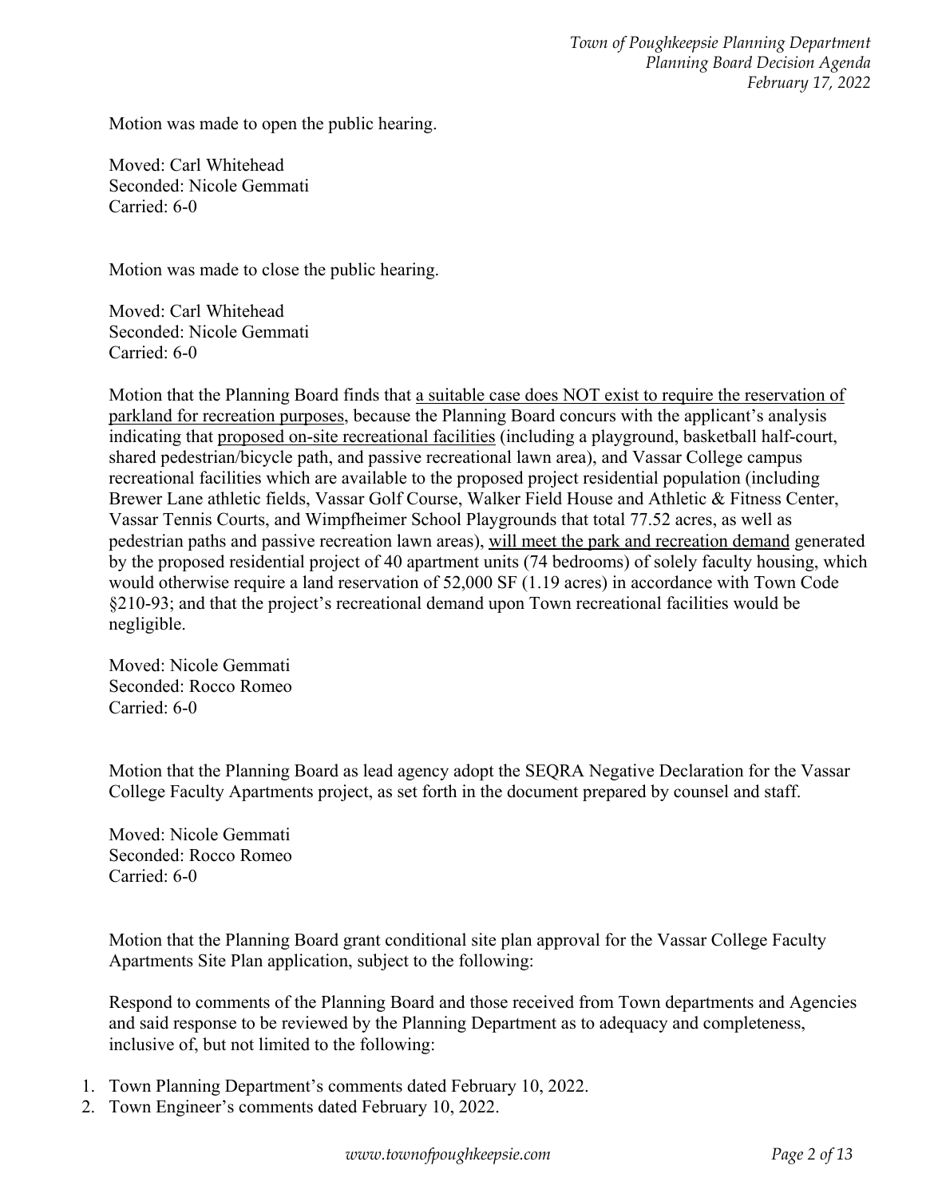Motion was made to open the public hearing.

Moved: Carl Whitehead
Seconded: Nicole Gemmati
Carried: 6-0

Motion was made to close the public hearing.

Moved: Carl Whitehead
Seconded: Nicole Gemmati
Carried: 6-0

Motion that the Planning Board finds that <u>a suitable case does NOT exist to require the reservation of parkland for recreation purposes</u>, because the Planning Board concurs with the applicant's analysis indicating that <u>proposed on-site recreational facilities</u> (including a playground, basketball half-court, shared pedestrian/bicycle path, and passive recreational lawn area), and Vassar College campus recreational facilities which are available to the proposed project residential population (including Brewer Lane athletic fields, Vassar Golf Course, Walker Field House and Athletic & Fitness Center, Vassar Tennis Courts, and Wimpfheimer School Playgrounds that total 77.52 acres, as well as pedestrian paths and passive recreation lawn areas), <u>will meet the park and recreation demand</u> generated by the proposed residential project of 40 apartment units (74 bedrooms) of solely faculty housing, which would otherwise require a land reservation of 52,000 SF (1.19 acres) in accordance with Town Code §210-93; and that the project's recreational demand upon Town recreational facilities would be negligible.

Moved: Nicole Gemmati
Seconded: Rocco Romeo
Carried: 6-0

Motion that the Planning Board as lead agency adopt the SEQRA Negative Declaration for the Vassar College Faculty Apartments project, as set forth in the document prepared by counsel and staff.

Moved: Nicole Gemmati
Seconded: Rocco Romeo
Carried: 6-0

Motion that the Planning Board grant conditional site plan approval for the Vassar College Faculty Apartments Site Plan application, subject to the following:

Respond to comments of the Planning Board and those received from Town departments and Agencies and said response to be reviewed by the Planning Department as to adequacy and completeness, inclusive of, but not limited to the following:

1. Town Planning Department's comments dated February 10, 2022.
2. Town Engineer's comments dated February 10, 2022.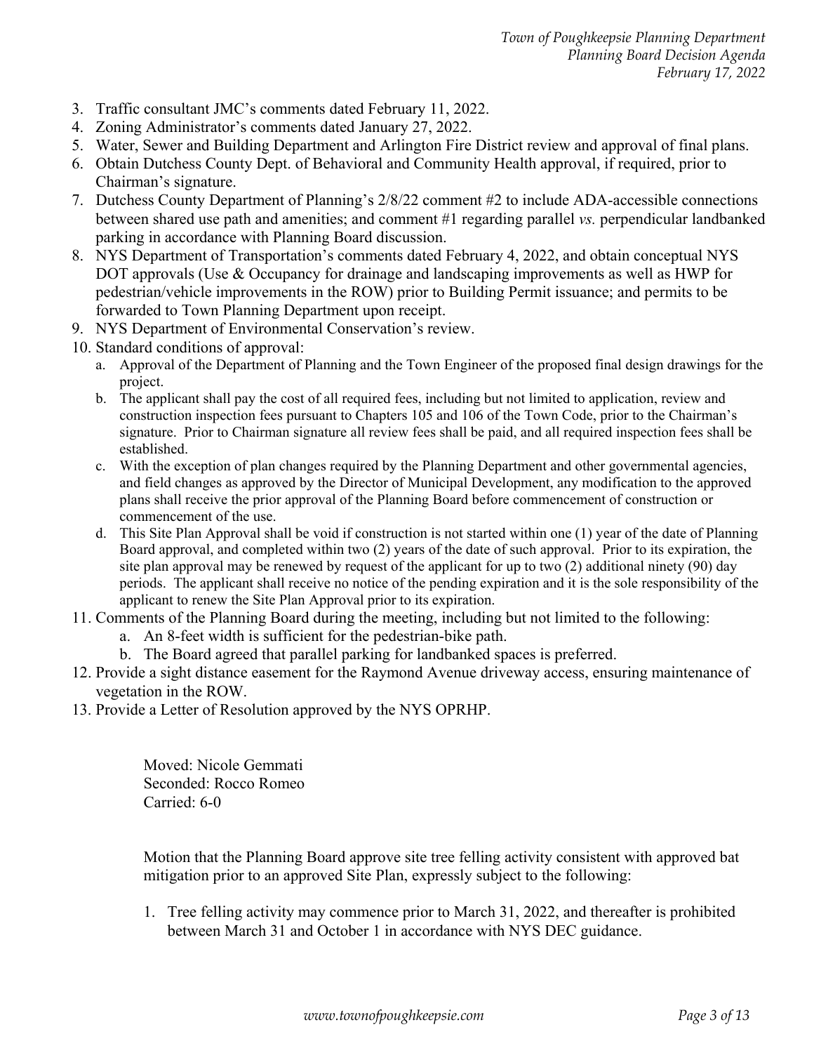3. Traffic consultant JMC's comments dated February 11, 2022.
4. Zoning Administrator's comments dated January 27, 2022.
5. Water, Sewer and Building Department and Arlington Fire District review and approval of final plans.
6. Obtain Dutchess County Dept. of Behavioral and Community Health approval, if required, prior to Chairman's signature.
7. Dutchess County Department of Planning's 2/8/22 comment #2 to include ADA-accessible connections between shared use path and amenities; and comment #1 regarding parallel *vs.* perpendicular landbanked parking in accordance with Planning Board discussion.
8. NYS Department of Transportation's comments dated February 4, 2022, and obtain conceptual NYS DOT approvals (Use & Occupancy for drainage and landscaping improvements as well as HWP for pedestrian/vehicle improvements in the ROW) prior to Building Permit issuance; and permits to be forwarded to Town Planning Department upon receipt.
9. NYS Department of Environmental Conservation's review.
10. Standard conditions of approval:
    a. Approval of the Department of Planning and the Town Engineer of the proposed final design drawings for the project.
    b. The applicant shall pay the cost of all required fees, including but not limited to application, review and construction inspection fees pursuant to Chapters 105 and 106 of the Town Code, prior to the Chairman's signature. Prior to Chairman signature all review fees shall be paid, and all required inspection fees shall be established.
    c. With the exception of plan changes required by the Planning Department and other governmental agencies, and field changes as approved by the Director of Municipal Development, any modification to the approved plans shall receive the prior approval of the Planning Board before commencement of construction or commencement of the use.
    d. This Site Plan Approval shall be void if construction is not started within one (1) year of the date of Planning Board approval, and completed within two (2) years of the date of such approval. Prior to its expiration, the site plan approval may be renewed by request of the applicant for up to two (2) additional ninety (90) day periods. The applicant shall receive no notice of the pending expiration and it is the sole responsibility of the applicant to renew the Site Plan Approval prior to its expiration.
11. Comments of the Planning Board during the meeting, including but not limited to the following:
    a. An 8-feet width is sufficient for the pedestrian-bike path.
    b. The Board agreed that parallel parking for landbanked spaces is preferred.
12. Provide a sight distance easement for the Raymond Avenue driveway access, ensuring maintenance of vegetation in the ROW.
13. Provide a Letter of Resolution approved by the NYS OPRHP.

Moved: Nicole Gemmati
Seconded: Rocco Romeo
Carried: 6-0

Motion that the Planning Board approve site tree felling activity consistent with approved bat mitigation prior to an approved Site Plan, expressly subject to the following:

1. Tree felling activity may commence prior to March 31, 2022, and thereafter is prohibited between March 31 and October 1 in accordance with NYS DEC guidance.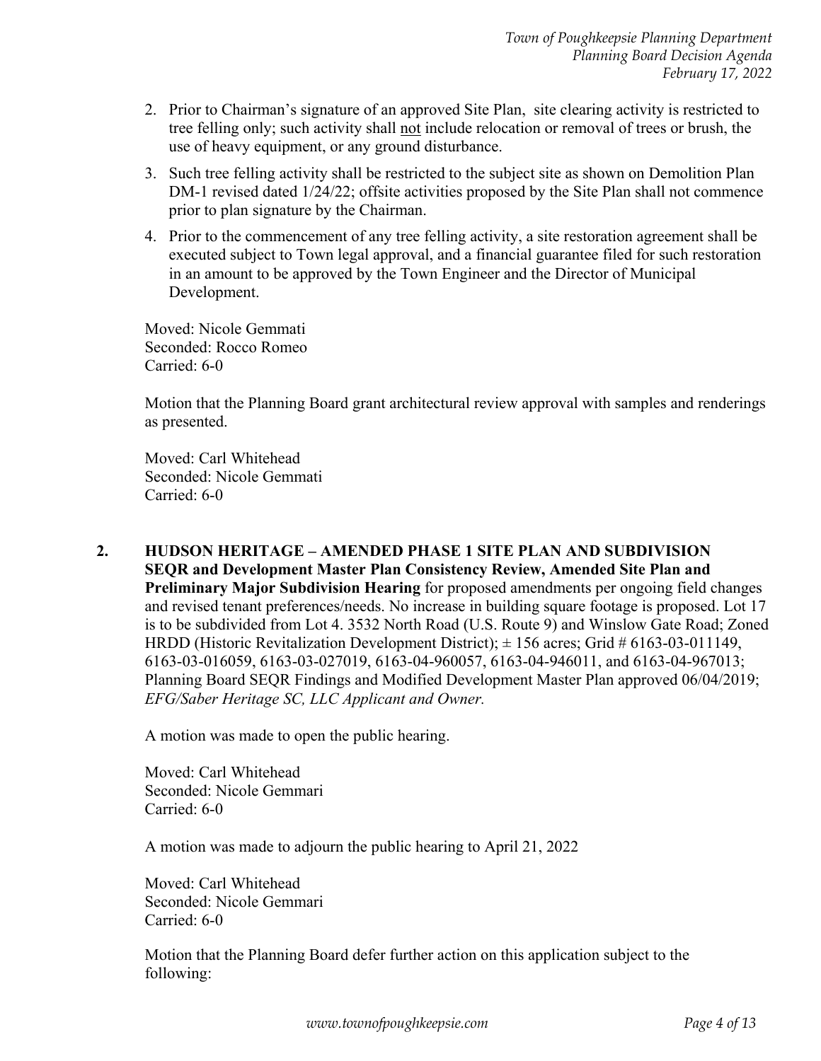2. Prior to Chairman's signature of an approved Site Plan, site clearing activity is restricted to tree felling only; such activity shall not include relocation or removal of trees or brush, the use of heavy equipment, or any ground disturbance.
3. Such tree felling activity shall be restricted to the subject site as shown on Demolition Plan DM-1 revised dated 1/24/22; offsite activities proposed by the Site Plan shall not commence prior to plan signature by the Chairman.
4. Prior to the commencement of any tree felling activity, a site restoration agreement shall be executed subject to Town legal approval, and a financial guarantee filed for such restoration in an amount to be approved by the Town Engineer and the Director of Municipal Development.

Moved: Nicole Gemmati
Seconded: Rocco Romeo
Carried: 6-0

Motion that the Planning Board grant architectural review approval with samples and renderings as presented.

Moved: Carl Whitehead
Seconded: Nicole Gemmati
Carried: 6-0

**2. HUDSON HERITAGE – AMENDED PHASE 1 SITE PLAN AND SUBDIVISION SEQR and Development Master Plan Consistency Review, Amended Site Plan and Preliminary Major Subdivision Hearing** for proposed amendments per ongoing field changes and revised tenant preferences/needs. No increase in building square footage is proposed. Lot 17 is to be subdivided from Lot 4. 3532 North Road (U.S. Route 9) and Winslow Gate Road; Zoned HRDD (Historic Revitalization Development District); ± 156 acres; Grid # 6163-03-011149, 6163-03-016059, 6163-03-027019, 6163-04-960057, 6163-04-946011, and 6163-04-967013; Planning Board SEQR Findings and Modified Development Master Plan approved 06/04/2019; *EFG/Saber Heritage SC, LLC Applicant and Owner.*

A motion was made to open the public hearing.

Moved: Carl Whitehead
Seconded: Nicole Gemmari
Carried: 6-0

A motion was made to adjourn the public hearing to April 21, 2022

Moved: Carl Whitehead
Seconded: Nicole Gemmari
Carried: 6-0

Motion that the Planning Board defer further action on this application subject to the following: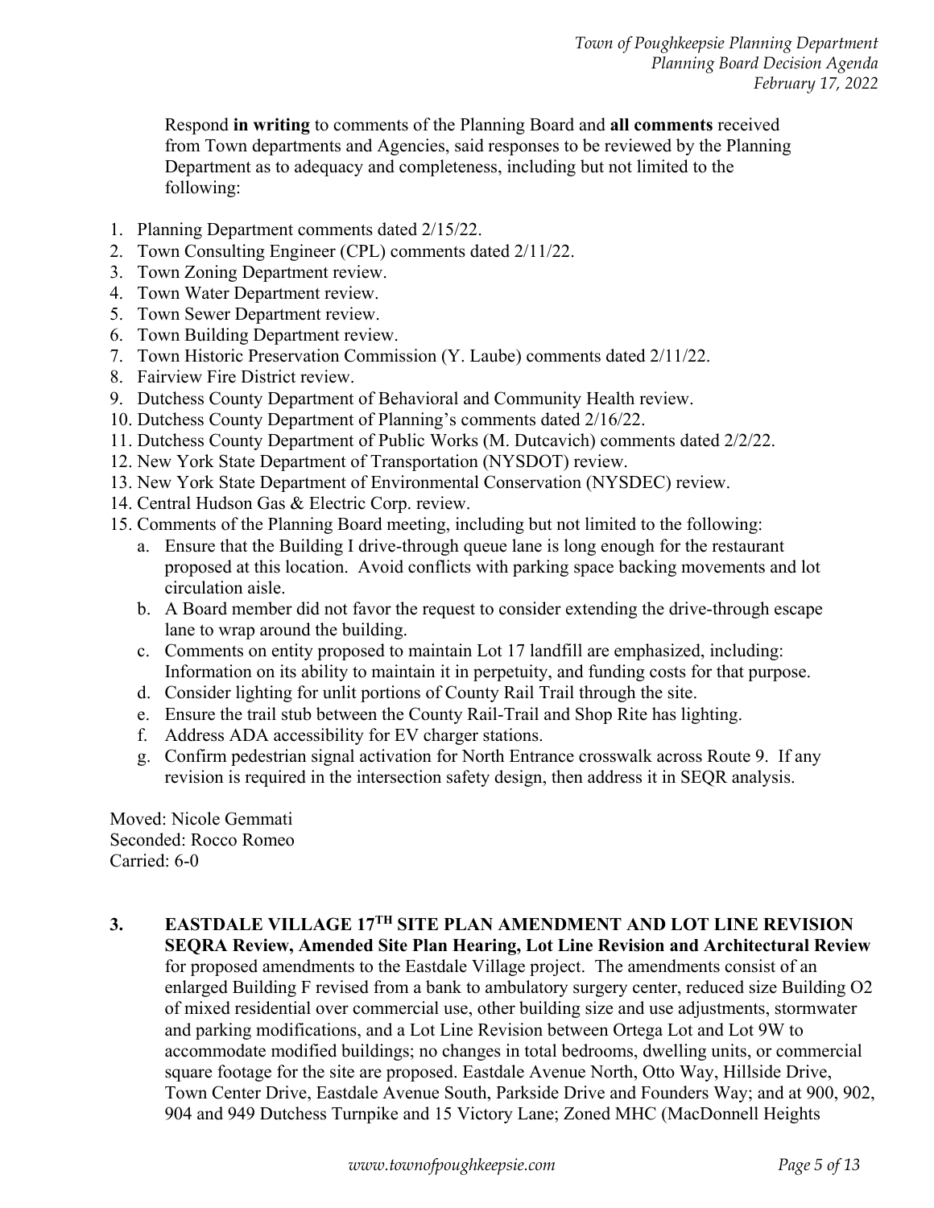Respond **in writing** to comments of the Planning Board and **all comments** received from Town departments and Agencies, said responses to be reviewed by the Planning Department as to adequacy and completeness, including but not limited to the following:

1. Planning Department comments dated 2/15/22.
2. Town Consulting Engineer (CPL) comments dated 2/11/22.
3. Town Zoning Department review.
4. Town Water Department review.
5. Town Sewer Department review.
6. Town Building Department review.
7. Town Historic Preservation Commission (Y. Laube) comments dated 2/11/22.
8. Fairview Fire District review.
9. Dutchess County Department of Behavioral and Community Health review.
10. Dutchess County Department of Planning's comments dated 2/16/22.
11. Dutchess County Department of Public Works (M. Dutcavich) comments dated 2/2/22.
12. New York State Department of Transportation (NYSDOT) review.
13. New York State Department of Environmental Conservation (NYSDEC) review.
14. Central Hudson Gas & Electric Corp. review.
15. Comments of the Planning Board meeting, including but not limited to the following:
    a. Ensure that the Building I drive-through queue lane is long enough for the restaurant proposed at this location. Avoid conflicts with parking space backing movements and lot circulation aisle.
    b. A Board member did not favor the request to consider extending the drive-through escape lane to wrap around the building.
    c. Comments on entity proposed to maintain Lot 17 landfill are emphasized, including: Information on its ability to maintain it in perpetuity, and funding costs for that purpose.
    d. Consider lighting for unlit portions of County Rail Trail through the site.
    e. Ensure the trail stub between the County Rail-Trail and Shop Rite has lighting.
    f. Address ADA accessibility for EV charger stations.
    g. Confirm pedestrian signal activation for North Entrance crosswalk across Route 9. If any revision is required in the intersection safety design, then address it in SEQR analysis.

Moved: Nicole Gemmati
Seconded: Rocco Romeo
Carried: 6-0

**3. EASTDALE VILLAGE 17TH SITE PLAN AMENDMENT AND LOT LINE REVISION**
**SEQRA Review, Amended Site Plan Hearing, Lot Line Revision and Architectural Review** for proposed amendments to the Eastdale Village project. The amendments consist of an enlarged Building F revised from a bank to ambulatory surgery center, reduced size Building O2 of mixed residential over commercial use, other building size and use adjustments, stormwater and parking modifications, and a Lot Line Revision between Ortega Lot and Lot 9W to accommodate modified buildings; no changes in total bedrooms, dwelling units, or commercial square footage for the site are proposed. Eastdale Avenue North, Otto Way, Hillside Drive, Town Center Drive, Eastdale Avenue South, Parkside Drive and Founders Way; and at 900, 902, 904 and 949 Dutchess Turnpike and 15 Victory Lane; Zoned MHC (MacDonnell Heights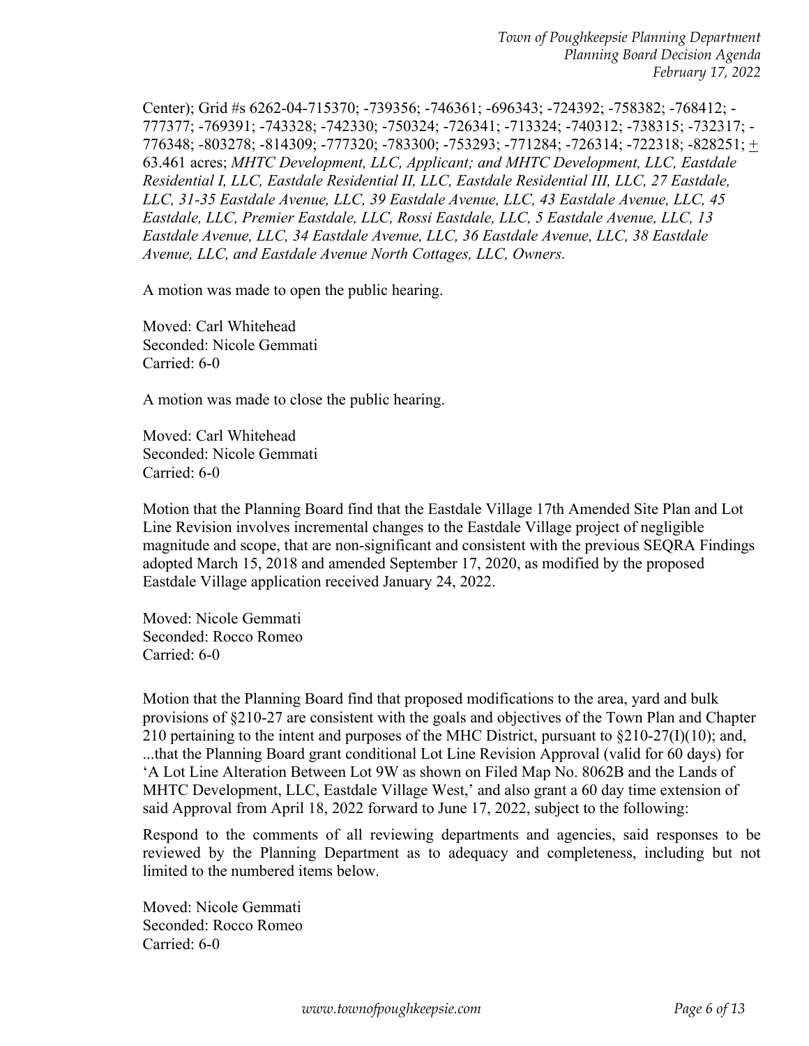Center); Grid #s 6262-04-715370; -739356; -746361; -696343; -724392; -758382; -768412; -777377; -769391; -743328; -742330; -750324; -726341; -713324; -740312; -738315; -732317; -776348; -803278; -814309; -777320; -783300; -753293; -771284; -726314; -722318; -828251; ± 63.461 acres; *MHTC Development, LLC, Applicant; and MHTC Development, LLC, Eastdale Residential I, LLC, Eastdale Residential II, LLC, Eastdale Residential III, LLC, 27 Eastdale, LLC, 31-35 Eastdale Avenue, LLC, 39 Eastdale Avenue, LLC, 43 Eastdale Avenue, LLC, 45 Eastdale, LLC, Premier Eastdale, LLC, Rossi Eastdale, LLC, 5 Eastdale Avenue, LLC, 13 Eastdale Avenue, LLC, 34 Eastdale Avenue, LLC, 36 Eastdale Avenue, LLC, 38 Eastdale Avenue, LLC, and Eastdale Avenue North Cottages, LLC, Owners.*

A motion was made to open the public hearing.

Moved: Carl Whitehead
Seconded: Nicole Gemmati
Carried: 6-0

A motion was made to close the public hearing.

Moved: Carl Whitehead
Seconded: Nicole Gemmati
Carried: 6-0

Motion that the Planning Board find that the Eastdale Village 17th Amended Site Plan and Lot Line Revision involves incremental changes to the Eastdale Village project of negligible magnitude and scope, that are non-significant and consistent with the previous SEQRA Findings adopted March 15, 2018 and amended September 17, 2020, as modified by the proposed Eastdale Village application received January 24, 2022.

Moved: Nicole Gemmati
Seconded: Rocco Romeo
Carried: 6-0

Motion that the Planning Board find that proposed modifications to the area, yard and bulk provisions of §210-27 are consistent with the goals and objectives of the Town Plan and Chapter 210 pertaining to the intent and purposes of the MHC District, pursuant to §210-27(I)(10); and, ...that the Planning Board grant conditional Lot Line Revision Approval (valid for 60 days) for 'A Lot Line Alteration Between Lot 9W as shown on Filed Map No. 8062B and the Lands of MHTC Development, LLC, Eastdale Village West,' and also grant a 60 day time extension of said Approval from April 18, 2022 forward to June 17, 2022, subject to the following:

Respond to the comments of all reviewing departments and agencies, said responses to be reviewed by the Planning Department as to adequacy and completeness, including but not limited to the numbered items below.

Moved: Nicole Gemmati
Seconded: Rocco Romeo
Carried: 6-0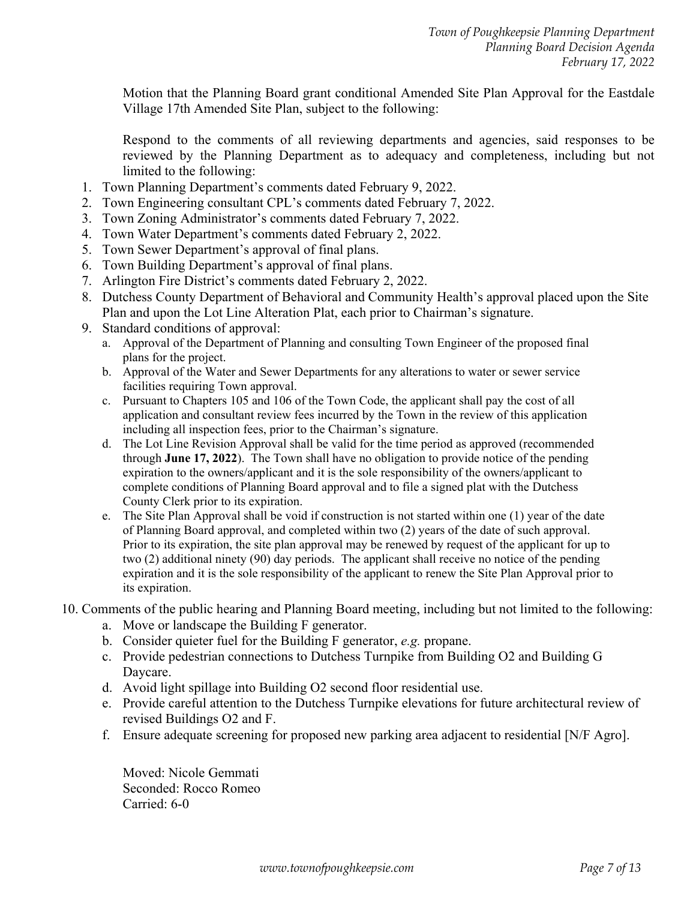Motion that the Planning Board grant conditional Amended Site Plan Approval for the Eastdale Village 17th Amended Site Plan, subject to the following:

Respond to the comments of all reviewing departments and agencies, said responses to be reviewed by the Planning Department as to adequacy and completeness, including but not limited to the following:

1. Town Planning Department's comments dated February 9, 2022.
2. Town Engineering consultant CPL's comments dated February 7, 2022.
3. Town Zoning Administrator's comments dated February 7, 2022.
4. Town Water Department's comments dated February 2, 2022.
5. Town Sewer Department's approval of final plans.
6. Town Building Department's approval of final plans.
7. Arlington Fire District's comments dated February 2, 2022.
8. Dutchess County Department of Behavioral and Community Health's approval placed upon the Site Plan and upon the Lot Line Alteration Plat, each prior to Chairman's signature.
9. Standard conditions of approval:
   a. Approval of the Department of Planning and consulting Town Engineer of the proposed final plans for the project.
   b. Approval of the Water and Sewer Departments for any alterations to water or sewer service facilities requiring Town approval.
   c. Pursuant to Chapters 105 and 106 of the Town Code, the applicant shall pay the cost of all application and consultant review fees incurred by the Town in the review of this application including all inspection fees, prior to the Chairman's signature.
   d. The Lot Line Revision Approval shall be valid for the time period as approved (recommended through **June 17, 2022**). The Town shall have no obligation to provide notice of the pending expiration to the owners/applicant and it is the sole responsibility of the owners/applicant to complete conditions of Planning Board approval and to file a signed plat with the Dutchess County Clerk prior to its expiration.
   e. The Site Plan Approval shall be void if construction is not started within one (1) year of the date of Planning Board approval, and completed within two (2) years of the date of such approval. Prior to its expiration, the site plan approval may be renewed by request of the applicant for up to two (2) additional ninety (90) day periods. The applicant shall receive no notice of the pending expiration and it is the sole responsibility of the applicant to renew the Site Plan Approval prior to its expiration.
10. Comments of the public hearing and Planning Board meeting, including but not limited to the following:
    a. Move or landscape the Building F generator.
    b. Consider quieter fuel for the Building F generator, *e.g.* propane.
    c. Provide pedestrian connections to Dutchess Turnpike from Building O2 and Building G Daycare.
    d. Avoid light spillage into Building O2 second floor residential use.
    e. Provide careful attention to the Dutchess Turnpike elevations for future architectural review of revised Buildings O2 and F.
    f. Ensure adequate screening for proposed new parking area adjacent to residential [N/F Agro].

Moved: Nicole Gemmati
Seconded: Rocco Romeo
Carried: 6-0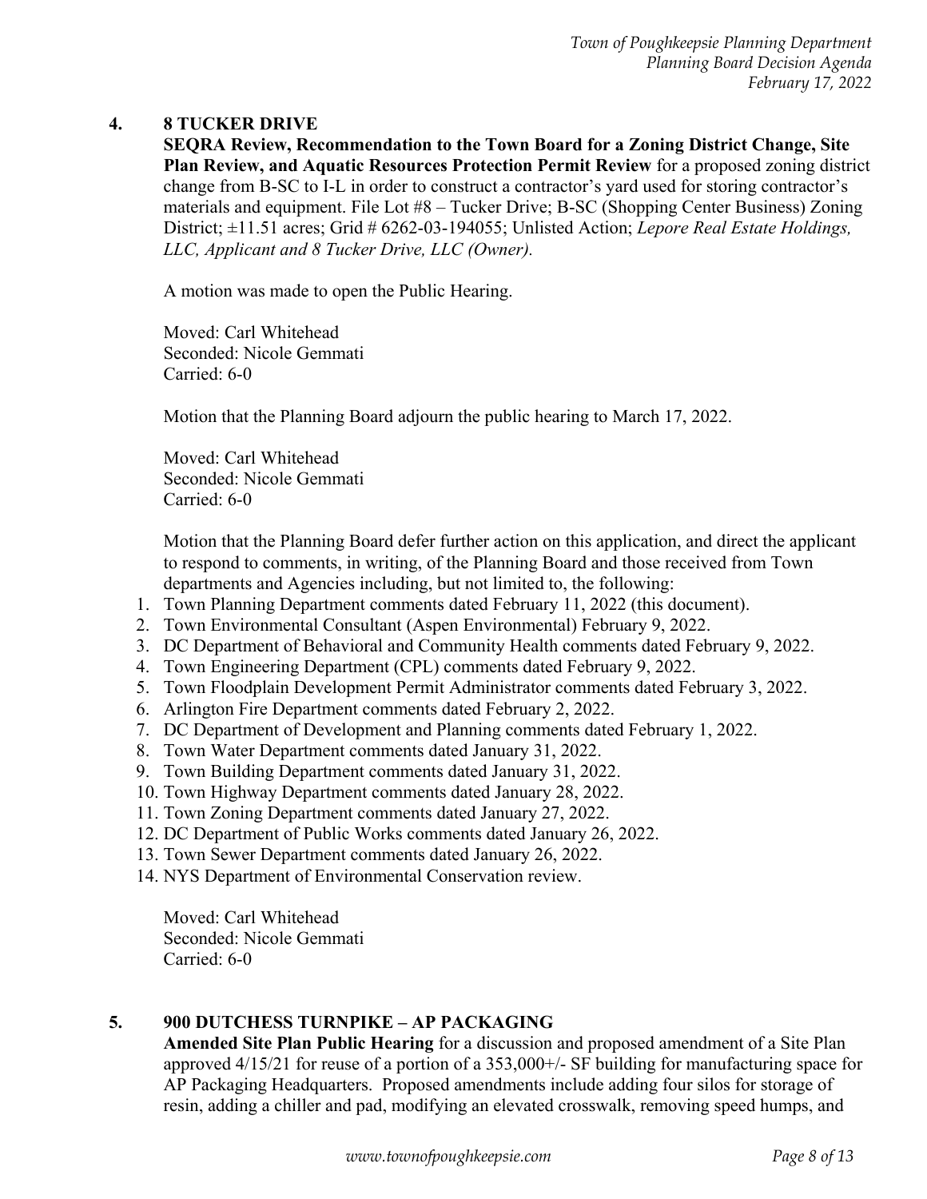## 4. 8 TUCKER DRIVE

**SEQRA Review, Recommendation to the Town Board for a Zoning District Change, Site Plan Review, and Aquatic Resources Protection Permit Review** for a proposed zoning district change from B-SC to I-L in order to construct a contractor's yard used for storing contractor's materials and equipment. File Lot #8 – Tucker Drive; B-SC (Shopping Center Business) Zoning District; ±11.51 acres; Grid # 6262-03-194055; Unlisted Action; *Lepore Real Estate Holdings, LLC, Applicant and 8 Tucker Drive, LLC (Owner).*

A motion was made to open the Public Hearing.

Moved: Carl Whitehead
Seconded: Nicole Gemmati
Carried: 6-0

Motion that the Planning Board adjourn the public hearing to March 17, 2022.

Moved: Carl Whitehead
Seconded: Nicole Gemmati
Carried: 6-0

Motion that the Planning Board defer further action on this application, and direct the applicant to respond to comments, in writing, of the Planning Board and those received from Town departments and Agencies including, but not limited to, the following:

1. Town Planning Department comments dated February 11, 2022 (this document).
2. Town Environmental Consultant (Aspen Environmental) February 9, 2022.
3. DC Department of Behavioral and Community Health comments dated February 9, 2022.
4. Town Engineering Department (CPL) comments dated February 9, 2022.
5. Town Floodplain Development Permit Administrator comments dated February 3, 2022.
6. Arlington Fire Department comments dated February 2, 2022.
7. DC Department of Development and Planning comments dated February 1, 2022.
8. Town Water Department comments dated January 31, 2022.
9. Town Building Department comments dated January 31, 2022.
10. Town Highway Department comments dated January 28, 2022.
11. Town Zoning Department comments dated January 27, 2022.
12. DC Department of Public Works comments dated January 26, 2022.
13. Town Sewer Department comments dated January 26, 2022.
14. NYS Department of Environmental Conservation review.

Moved: Carl Whitehead
Seconded: Nicole Gemmati
Carried: 6-0

## 5. 900 DUTCHESS TURNPIKE – AP PACKAGING

**Amended Site Plan Public Hearing** for a discussion and proposed amendment of a Site Plan approved 4/15/21 for reuse of a portion of a 353,000+/- SF building for manufacturing space for AP Packaging Headquarters. Proposed amendments include adding four silos for storage of resin, adding a chiller and pad, modifying an elevated crosswalk, removing speed humps, and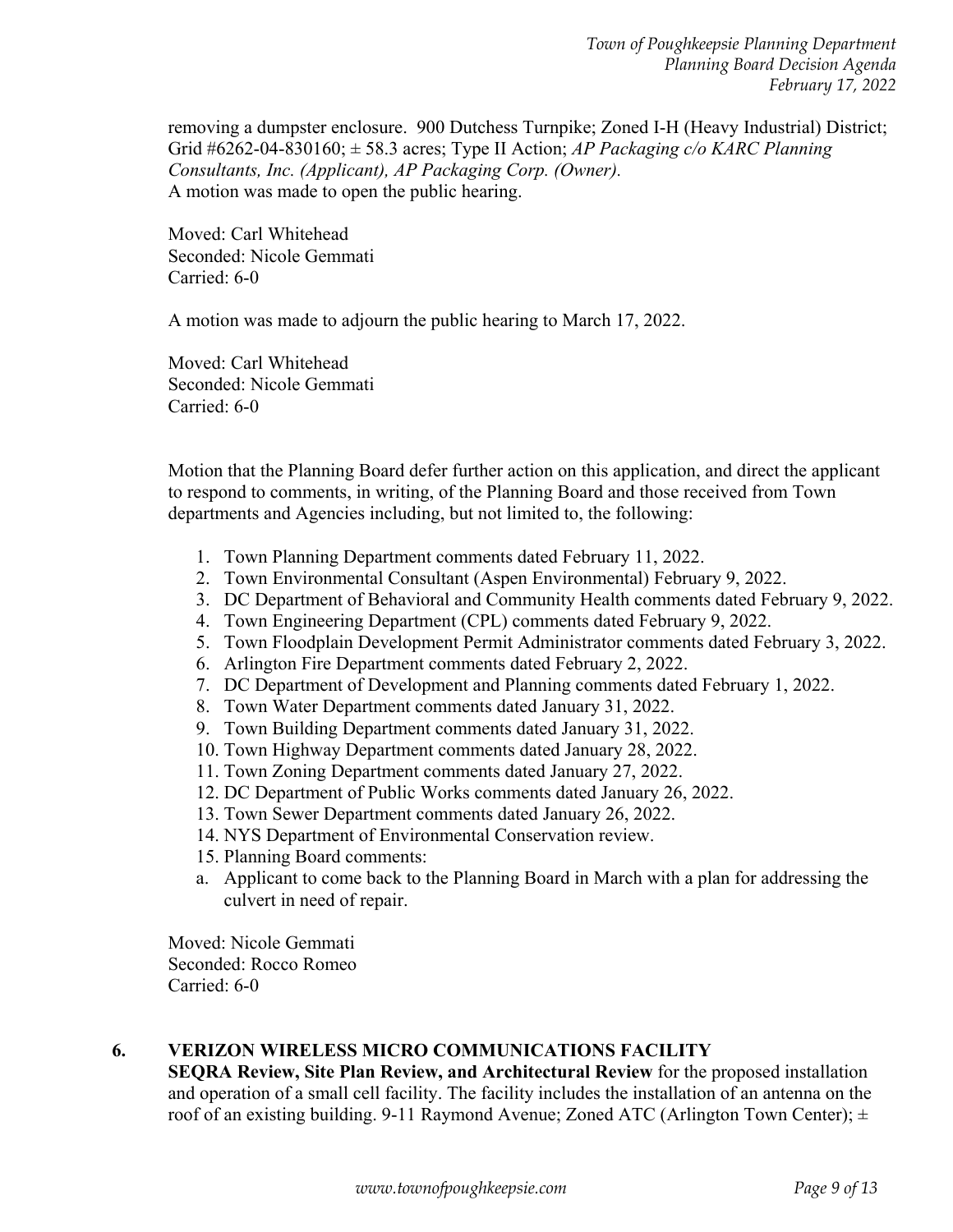removing a dumpster enclosure. 900 Dutchess Turnpike; Zoned I-H (Heavy Industrial) District; Grid #6262-04-830160; ± 58.3 acres; Type II Action; *AP Packaging c/o KARC Planning Consultants, Inc. (Applicant), AP Packaging Corp. (Owner).*
A motion was made to open the public hearing.

Moved: Carl Whitehead
Seconded: Nicole Gemmati
Carried: 6-0

A motion was made to adjourn the public hearing to March 17, 2022.

Moved: Carl Whitehead
Seconded: Nicole Gemmati
Carried: 6-0

Motion that the Planning Board defer further action on this application, and direct the applicant to respond to comments, in writing, of the Planning Board and those received from Town departments and Agencies including, but not limited to, the following:

1. Town Planning Department comments dated February 11, 2022.
2. Town Environmental Consultant (Aspen Environmental) February 9, 2022.
3. DC Department of Behavioral and Community Health comments dated February 9, 2022.
4. Town Engineering Department (CPL) comments dated February 9, 2022.
5. Town Floodplain Development Permit Administrator comments dated February 3, 2022.
6. Arlington Fire Department comments dated February 2, 2022.
7. DC Department of Development and Planning comments dated February 1, 2022.
8. Town Water Department comments dated January 31, 2022.
9. Town Building Department comments dated January 31, 2022.
10. Town Highway Department comments dated January 28, 2022.
11. Town Zoning Department comments dated January 27, 2022.
12. DC Department of Public Works comments dated January 26, 2022.
13. Town Sewer Department comments dated January 26, 2022.
14. NYS Department of Environmental Conservation review.
15. Planning Board comments:
   a. Applicant to come back to the Planning Board in March with a plan for addressing the culvert in need of repair.

Moved: Nicole Gemmati
Seconded: Rocco Romeo
Carried: 6-0

## 6. VERIZON WIRELESS MICRO COMMUNICATIONS FACILITY

**SEQRA Review, Site Plan Review, and Architectural Review** for the proposed installation and operation of a small cell facility. The facility includes the installation of an antenna on the roof of an existing building. 9-11 Raymond Avenue; Zoned ATC (Arlington Town Center); ±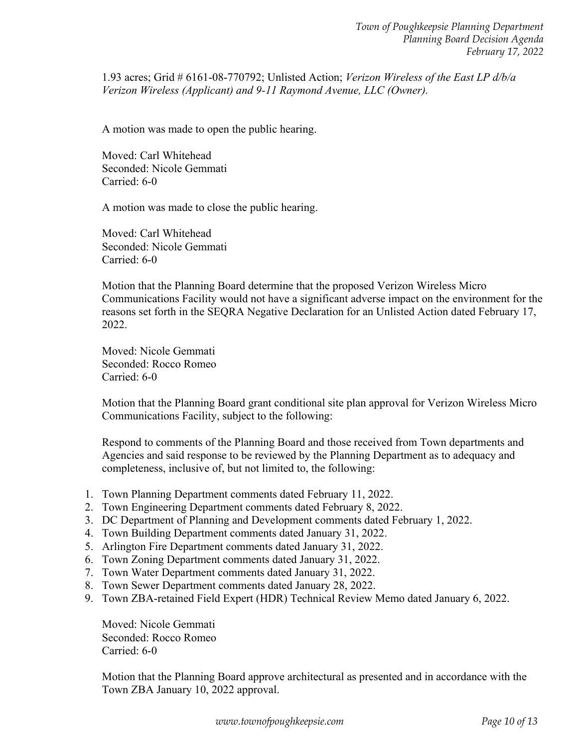1.93 acres; Grid # 6161-08-770792; Unlisted Action; *Verizon Wireless of the East LP d/b/a Verizon Wireless (Applicant) and 9-11 Raymond Avenue, LLC (Owner).*

A motion was made to open the public hearing.

Moved: Carl Whitehead
Seconded: Nicole Gemmati
Carried: 6-0

A motion was made to close the public hearing.

Moved: Carl Whitehead
Seconded: Nicole Gemmati
Carried: 6-0

Motion that the Planning Board determine that the proposed Verizon Wireless Micro Communications Facility would not have a significant adverse impact on the environment for the reasons set forth in the SEQRA Negative Declaration for an Unlisted Action dated February 17, 2022.

Moved: Nicole Gemmati
Seconded: Rocco Romeo
Carried: 6-0

Motion that the Planning Board grant conditional site plan approval for Verizon Wireless Micro Communications Facility, subject to the following:

Respond to comments of the Planning Board and those received from Town departments and Agencies and said response to be reviewed by the Planning Department as to adequacy and completeness, inclusive of, but not limited to, the following:

1. Town Planning Department comments dated February 11, 2022.
2. Town Engineering Department comments dated February 8, 2022.
3. DC Department of Planning and Development comments dated February 1, 2022.
4. Town Building Department comments dated January 31, 2022.
5. Arlington Fire Department comments dated January 31, 2022.
6. Town Zoning Department comments dated January 31, 2022.
7. Town Water Department comments dated January 31, 2022.
8. Town Sewer Department comments dated January 28, 2022.
9. Town ZBA-retained Field Expert (HDR) Technical Review Memo dated January 6, 2022.

Moved: Nicole Gemmati
Seconded: Rocco Romeo
Carried: 6-0

Motion that the Planning Board approve architectural as presented and in accordance with the Town ZBA January 10, 2022 approval.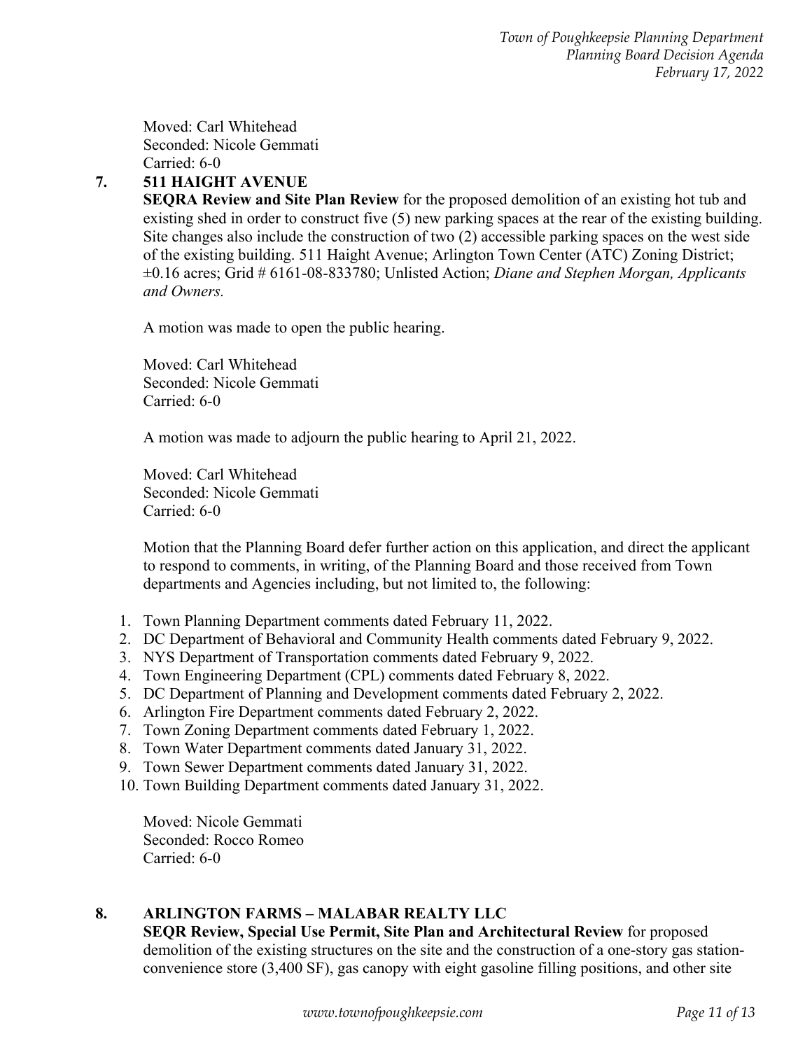Moved: Carl Whitehead
Seconded: Nicole Gemmati
Carried: 6-0

**7. 511 HAIGHT AVENUE**

**SEQRA Review and Site Plan Review** for the proposed demolition of an existing hot tub and existing shed in order to construct five (5) new parking spaces at the rear of the existing building. Site changes also include the construction of two (2) accessible parking spaces on the west side of the existing building. 511 Haight Avenue; Arlington Town Center (ATC) Zoning District; ±0.16 acres; Grid # 6161-08-833780; Unlisted Action; *Diane and Stephen Morgan, Applicants and Owners.*

A motion was made to open the public hearing.

Moved: Carl Whitehead
Seconded: Nicole Gemmati
Carried: 6-0

A motion was made to adjourn the public hearing to April 21, 2022.

Moved: Carl Whitehead
Seconded: Nicole Gemmati
Carried: 6-0

Motion that the Planning Board defer further action on this application, and direct the applicant to respond to comments, in writing, of the Planning Board and those received from Town departments and Agencies including, but not limited to, the following:

1. Town Planning Department comments dated February 11, 2022.
2. DC Department of Behavioral and Community Health comments dated February 9, 2022.
3. NYS Department of Transportation comments dated February 9, 2022.
4. Town Engineering Department (CPL) comments dated February 8, 2022.
5. DC Department of Planning and Development comments dated February 2, 2022.
6. Arlington Fire Department comments dated February 2, 2022.
7. Town Zoning Department comments dated February 1, 2022.
8. Town Water Department comments dated January 31, 2022.
9. Town Sewer Department comments dated January 31, 2022.
10. Town Building Department comments dated January 31, 2022.

Moved: Nicole Gemmati
Seconded: Rocco Romeo
Carried: 6-0

**8. ARLINGTON FARMS – MALABAR REALTY LLC**

**SEQR Review, Special Use Permit, Site Plan and Architectural Review** for proposed demolition of the existing structures on the site and the construction of a one-story gas station-convenience store (3,400 SF), gas canopy with eight gasoline filling positions, and other site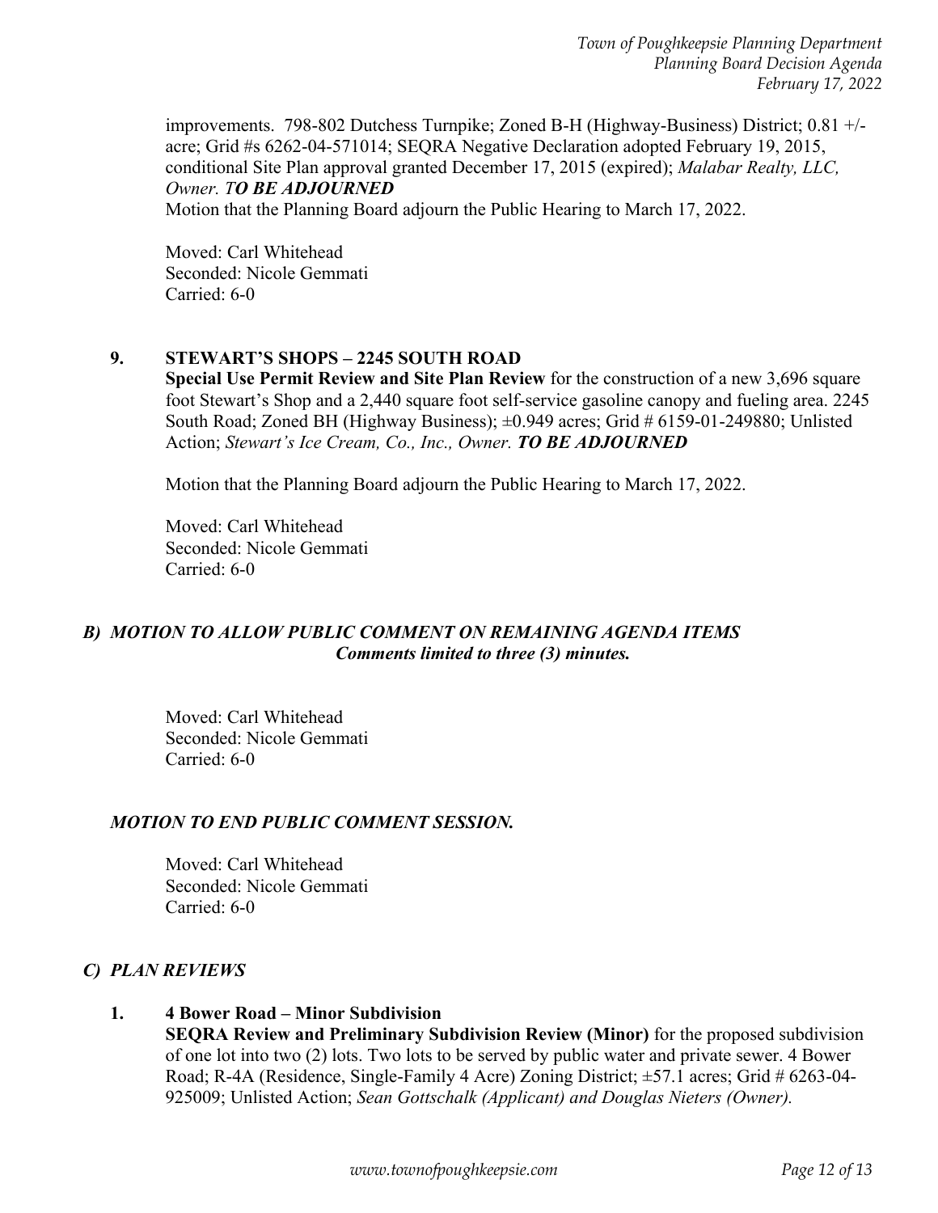improvements. 798-802 Dutchess Turnpike; Zoned B-H (Highway-Business) District; 0.81 +/- acre; Grid #s 6262-04-571014; SEQRA Negative Declaration adopted February 19, 2015, conditional Site Plan approval granted December 17, 2015 (expired); *Malabar Realty, LLC, Owner. T**O BE ADJOURNED***

Motion that the Planning Board adjourn the Public Hearing to March 17, 2022.

Moved: Carl Whitehead
Seconded: Nicole Gemmati
Carried: 6-0

**9. STEWART'S SHOPS – 2245 SOUTH ROAD**

**Special Use Permit Review and Site Plan Review** for the construction of a new 3,696 square foot Stewart's Shop and a 2,440 square foot self-service gasoline canopy and fueling area. 2245 South Road; Zoned BH (Highway Business); ±0.949 acres; Grid # 6159-01-249880; Unlisted Action; *Stewart's Ice Cream, Co., Inc., Owner.* ***TO BE ADJOURNED***

Motion that the Planning Board adjourn the Public Hearing to March 17, 2022.

Moved: Carl Whitehead
Seconded: Nicole Gemmati
Carried: 6-0

## *B) MOTION TO ALLOW PUBLIC COMMENT ON REMAINING AGENDA ITEMS*

***Comments limited to three (3) minutes.***

Moved: Carl Whitehead
Seconded: Nicole Gemmati
Carried: 6-0

### *MOTION TO END PUBLIC COMMENT SESSION.*

Moved: Carl Whitehead
Seconded: Nicole Gemmati
Carried: 6-0

## *C) PLAN REVIEWS*

**1. 4 Bower Road – Minor Subdivision**

**SEQRA Review and Preliminary Subdivision Review (Minor)** for the proposed subdivision of one lot into two (2) lots. Two lots to be served by public water and private sewer. 4 Bower Road; R-4A (Residence, Single-Family 4 Acre) Zoning District; ±57.1 acres; Grid # 6263-04-925009; Unlisted Action; *Sean Gottschalk (Applicant) and Douglas Nieters (Owner).*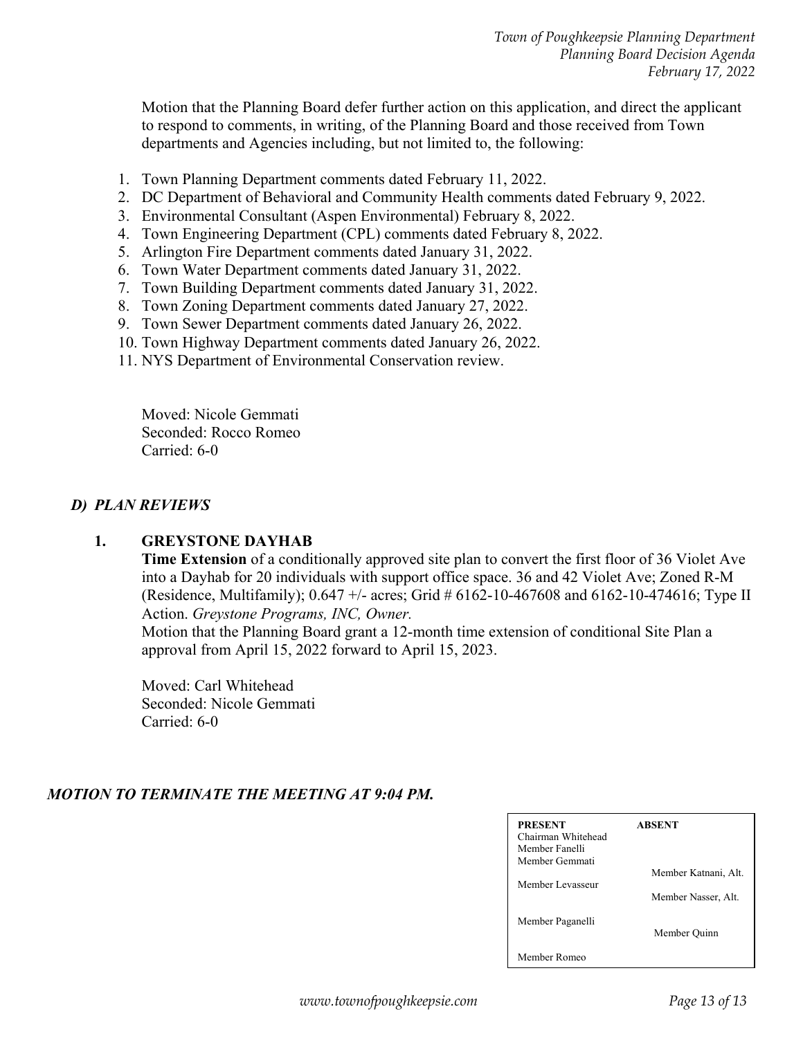Motion that the Planning Board defer further action on this application, and direct the applicant to respond to comments, in writing, of the Planning Board and those received from Town departments and Agencies including, but not limited to, the following:

1. Town Planning Department comments dated February 11, 2022.
2. DC Department of Behavioral and Community Health comments dated February 9, 2022.
3. Environmental Consultant (Aspen Environmental) February 8, 2022.
4. Town Engineering Department (CPL) comments dated February 8, 2022.
5. Arlington Fire Department comments dated January 31, 2022.
6. Town Water Department comments dated January 31, 2022.
7. Town Building Department comments dated January 31, 2022.
8. Town Zoning Department comments dated January 27, 2022.
9. Town Sewer Department comments dated January 26, 2022.
10. Town Highway Department comments dated January 26, 2022.
11. NYS Department of Environmental Conservation review.

Moved: Nicole Gemmati
Seconded: Rocco Romeo
Carried: 6-0

## *D) PLAN REVIEWS*

### 1. GREYSTONE DAYHAB

**Time Extension** of a conditionally approved site plan to convert the first floor of 36 Violet Ave into a Dayhab for 20 individuals with support office space. 36 and 42 Violet Ave; Zoned R-M (Residence, Multifamily); 0.647 +/- acres; Grid # 6162-10-467608 and 6162-10-474616; Type II Action. *Greystone Programs, INC, Owner.*

Motion that the Planning Board grant a 12-month time extension of conditional Site Plan a approval from April 15, 2022 forward to April 15, 2023.

Moved: Carl Whitehead
Seconded: Nicole Gemmati
Carried: 6-0

***MOTION TO TERMINATE THE MEETING AT 9:04 PM.***

| PRESENT | ABSENT |
| --- | --- |
| Chairman Whitehead | |
| Member Fanelli | |
| Member Gemmati | Member Katnani, Alt. |
| Member Levasseur | Member Nasser, Alt. |
| Member Paganelli | Member Quinn |
| Member Romeo | |